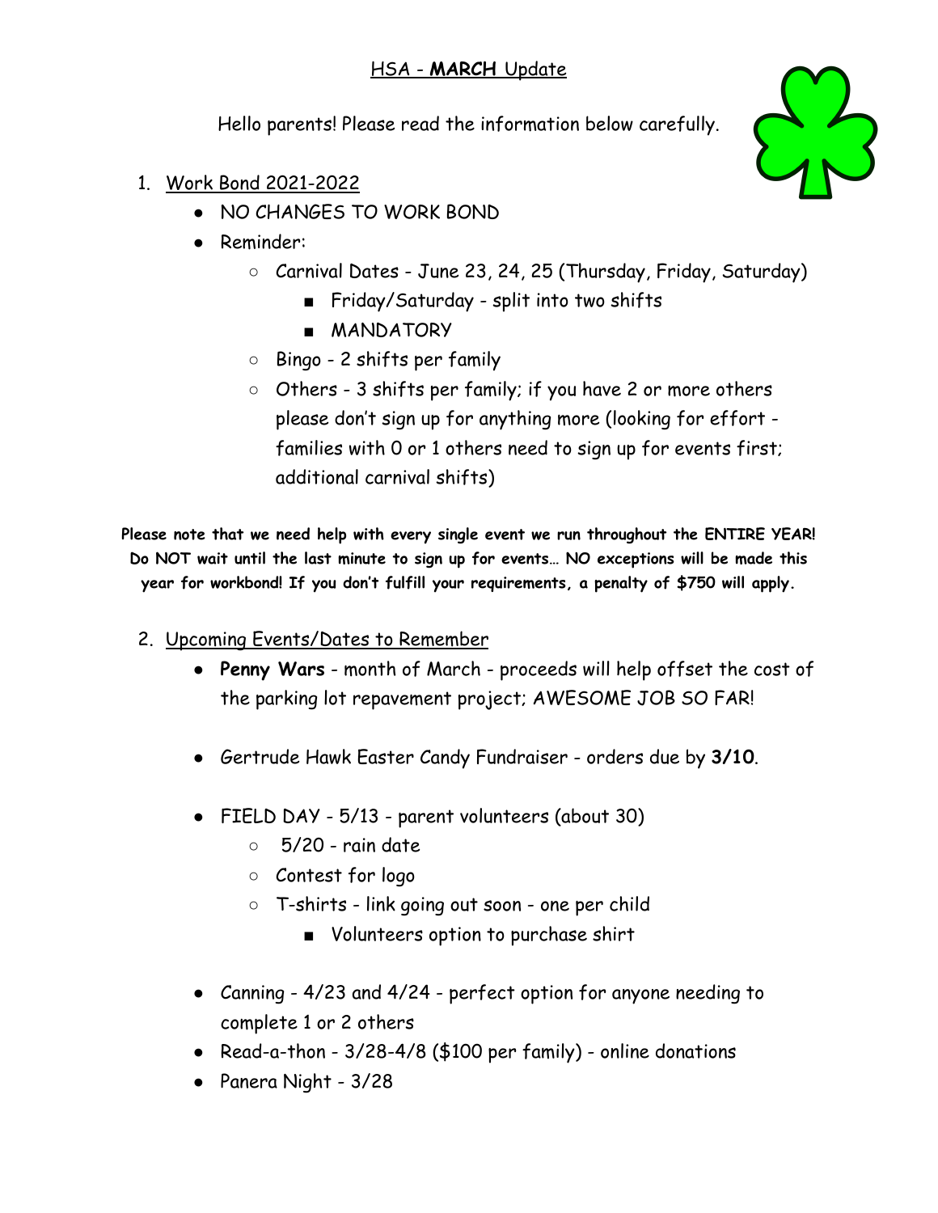# HSA - **MARCH** Update

Hello parents! Please read the information below carefully.

1. Work Bond 2021-2022
   - NO CHANGES TO WORK BOND
   - Reminder:
     - Carnival Dates - June 23, 24, 25 (Thursday, Friday, Saturday)
       - Friday/Saturday - split into two shifts
       - MANDATORY
     - Bingo - 2 shifts per family
     - Others - 3 shifts per family; if you have 2 or more others please don't sign up for anything more (looking for effort - families with 0 or 1 others need to sign up for events first; additional carnival shifts)

**Please note that we need help with every single event we run throughout the ENTIRE YEAR! Do NOT wait until the last minute to sign up for events… NO exceptions will be made this year for workbond! If you don't fulfill your requirements, a penalty of $750 will apply.**

2. Upcoming Events/Dates to Remember
   - **Penny Wars** - month of March - proceeds will help offset the cost of the parking lot repavement project; AWESOME JOB SO FAR!
   - Gertrude Hawk Easter Candy Fundraiser - orders due by **3/10**.
   - FIELD DAY - 5/13 - parent volunteers (about 30)
     - 5/20 - rain date
     - Contest for logo
     - T-shirts - link going out soon - one per child
       - Volunteers option to purchase shirt
   - Canning - 4/23 and 4/24 - perfect option for anyone needing to complete 1 or 2 others
   - Read-a-thon - 3/28-4/8 ($100 per family) - online donations
   - Panera Night - 3/28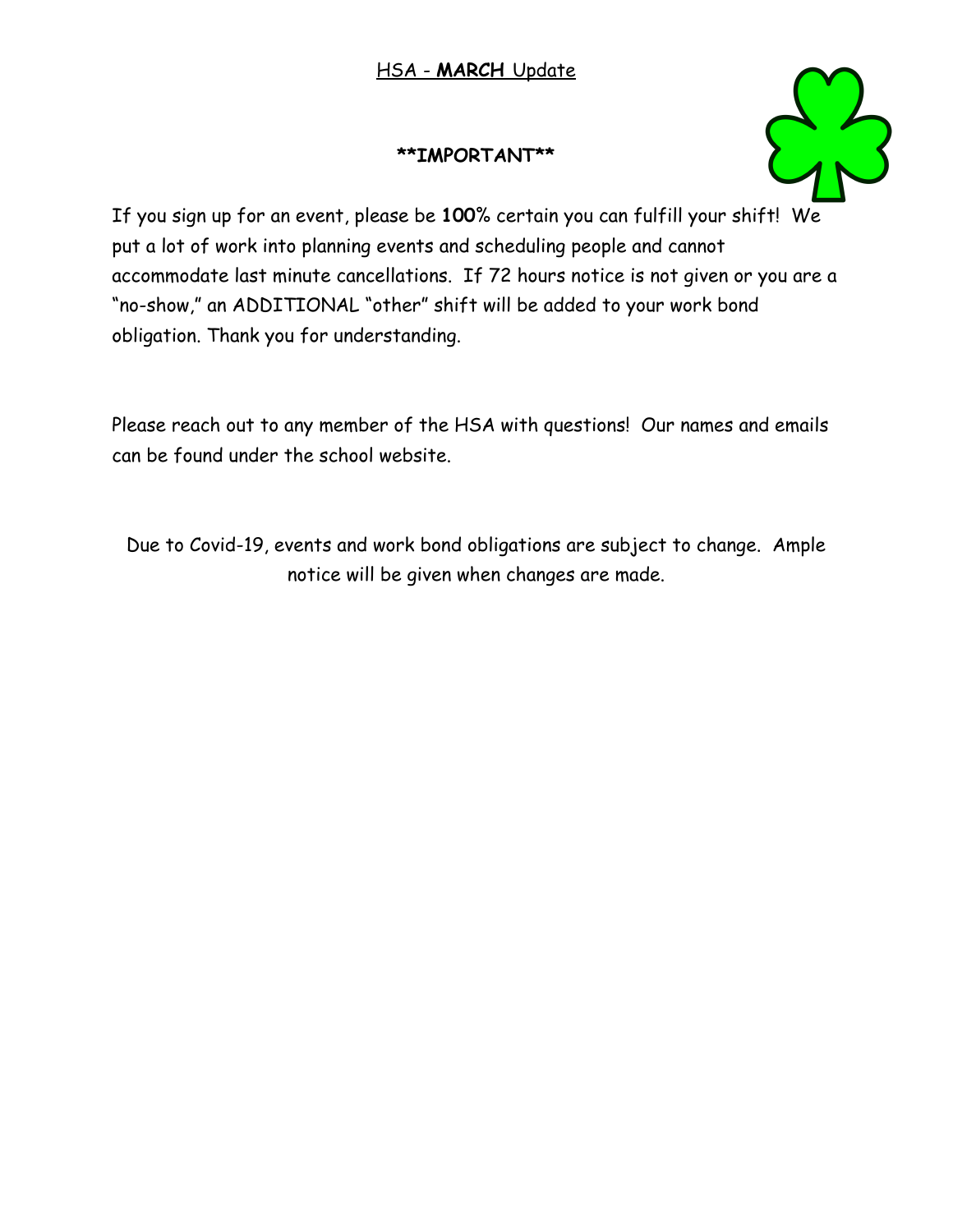HSA - **MARCH** Update

**\*\*IMPORTANT\*\***

If you sign up for an event, please be **100**% certain you can fulfill your shift! We put a lot of work into planning events and scheduling people and cannot accommodate last minute cancellations. If 72 hours notice is not given or you are a "no-show," an ADDITIONAL "other" shift will be added to your work bond obligation. Thank you for understanding.

Please reach out to any member of the HSA with questions! Our names and emails can be found under the school website.

Due to Covid-19, events and work bond obligations are subject to change. Ample notice will be given when changes are made.